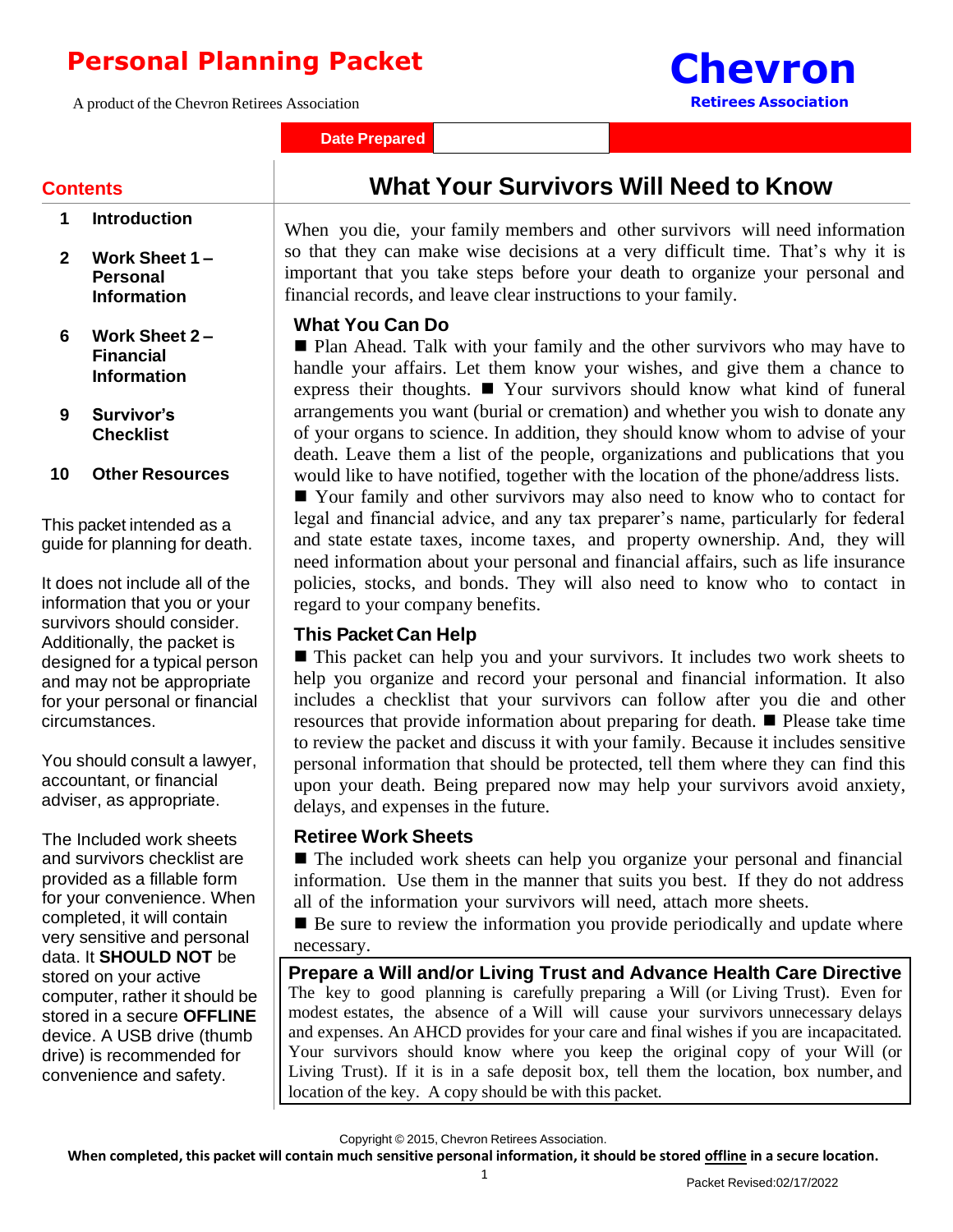# Personal Planning Packet

A product of the Chevron Retirees Association

**Chevron**
**Retirees Association**

**Date Prepared**

## Contents

1. **Introduction** — 1
2. **Work Sheet 1 – Personal Information** — 2
3. **Work Sheet 2 – Financial Information** — 6
4. **Survivor's Checklist** — 9
5. **Other Resources** — 10

This packet intended as a guide for planning for death.

It does not include all of the information that you or your survivors should consider. Additionally, the packet is designed for a typical person and may not be appropriate for your personal or financial circumstances.

You should consult a lawyer, accountant, or financial adviser, as appropriate.

The Included work sheets and survivors checklist are provided as a fillable form for your convenience. When completed, it will contain very sensitive and personal data. It **SHOULD NOT** be stored on your active computer, rather it should be stored in a secure **OFFLINE** device. A USB drive (thumb drive) is recommended for convenience and safety.

## What Your Survivors Will Need to Know

When you die, your family members and other survivors will need information so that they can make wise decisions at a very difficult time. That's why it is important that you take steps before your death to organize your personal and financial records, and leave clear instructions to your family.

### What You Can Do

■ Plan Ahead. Talk with your family and the other survivors who may have to handle your affairs. Let them know your wishes, and give them a chance to express their thoughts. ■ Your survivors should know what kind of funeral arrangements you want (burial or cremation) and whether you wish to donate any of your organs to science. In addition, they should know whom to advise of your death. Leave them a list of the people, organizations and publications that you would like to have notified, together with the location of the phone/address lists.

■ Your family and other survivors may also need to know who to contact for legal and financial advice, and any tax preparer's name, particularly for federal and state estate taxes, income taxes, and property ownership. And, they will need information about your personal and financial affairs, such as life insurance policies, stocks, and bonds. They will also need to know who to contact in regard to your company benefits.

### This Packet Can Help

■ This packet can help you and your survivors. It includes two work sheets to help you organize and record your personal and financial information. It also includes a checklist that your survivors can follow after you die and other resources that provide information about preparing for death. ■ Please take time to review the packet and discuss it with your family. Because it includes sensitive personal information that should be protected, tell them where they can find this upon your death. Being prepared now may help your survivors avoid anxiety, delays, and expenses in the future.

### Retiree Work Sheets

■ The included work sheets can help you organize your personal and financial information. Use them in the manner that suits you best. If they do not address all of the information your survivors will need, attach more sheets.

■ Be sure to review the information you provide periodically and update where necessary.

### Prepare a Will and/or Living Trust and Advance Health Care Directive

The key to good planning is carefully preparing a Will (or Living Trust). Even for modest estates, the absence of a Will will cause your survivors unnecessary delays and expenses. An AHCD provides for your care and final wishes if you are incapacitated. Your survivors should know where you keep the original copy of your Will (or Living Trust). If it is in a safe deposit box, tell them the location, box number, and location of the key. A copy should be with this packet.

Copyright © 2015, Chevron Retirees Association.

**When completed, this packet will contain much sensitive personal information, it should be stored offline in a secure location.**

Packet Revised:02/17/2022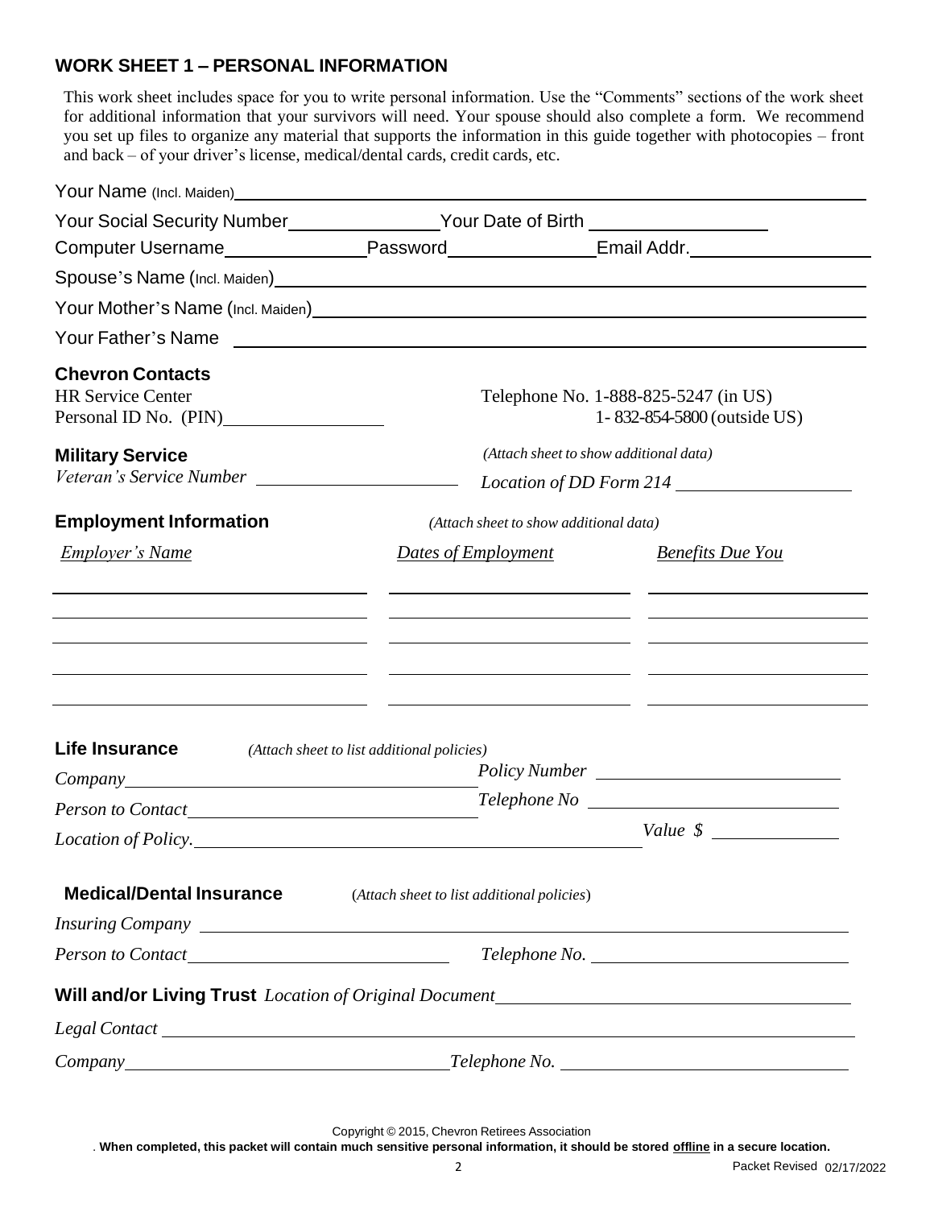## WORK SHEET 1 – PERSONAL INFORMATION

This work sheet includes space for you to write personal information. Use the "Comments" sections of the work sheet for additional information that your survivors will need. Your spouse should also complete a form. We recommend you set up files to organize any material that supports the information in this guide together with photocopies – front and back – of your driver's license, medical/dental cards, credit cards, etc.

Your Name (Incl. Maiden) ______________________________________________

Your Social Security Number ______________ Your Date of Birth ______________

Computer Username ______________ Password ______________ Email Addr. ______________

Spouse's Name (Incl. Maiden) ______________________________________________

Your Mother's Name (Incl. Maiden) ______________________________________________

Your Father's Name ______________________________________________

### Chevron Contacts

HR Service Center
Personal ID No. (PIN) ______________

Telephone No. 1-888-825-5247 (in US)
1- 832-854-5800 (outside US)

### Military Service

*(Attach sheet to show additional data)*

*Veteran's Service Number* ______________ *Location of DD Form 214* ______________

### Employment Information

*(Attach sheet to show additional data)*

| *Employer's Name* | *Dates of Employment* | *Benefits Due You* |
|---|---|---|
| | | |
| | | |
| | | |
| | | |
| | | |

### Life Insurance

*(Attach sheet to list additional policies)*

*Company* ______________ *Policy Number* ______________

*Person to Contact* ______________ *Telephone No* ______________

*Location of Policy.* ______________ *Value $* ______________

### Medical/Dental Insurance

(*Attach sheet to list additional policies*)

*Insuring Company* ______________________________________________

*Person to Contact* ______________ *Telephone No.* ______________

**Will and/or Living Trust** *Location of Original Document* ______________

*Legal Contact* ______________________________________________

*Company* ______________ *Telephone No.* ______________

Copyright © 2015, Chevron Retirees Association

. **When completed, this packet will contain much sensitive personal information, it should be stored offline in a secure location.**

Packet Revised 02/17/2022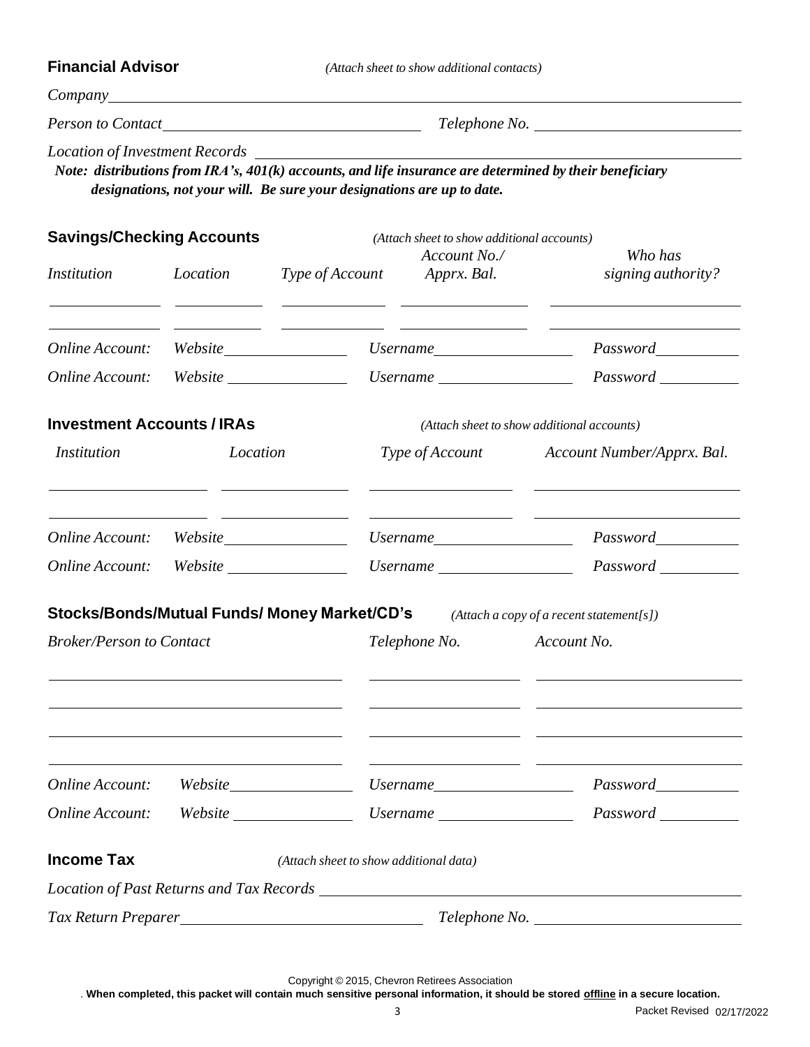## Financial Advisor

*(Attach sheet to show additional contacts)*

*Company* ______________________________________________

*Person to Contact* ______________________ *Telephone No.* ______________________

*Location of Investment Records* ______________________________________________

***Note: distributions from IRA's, 401(k) accounts, and life insurance are determined by their beneficiary designations, not your will. Be sure your designations are up to date.***

## Savings/Checking Accounts

*(Attach sheet to show additional accounts)*

| *Institution* | *Location* | *Type of Account* | *Account No./ Apprx. Bal.* | *Who has signing authority?* |
|---|---|---|---|---|
| | | | | |
| | | | | |

*Online Account:* *Website* ____________ *Username* ____________ *Password* ____________

*Online Account:* *Website* ____________ *Username* ____________ *Password* ____________

## Investment Accounts / IRAs

*(Attach sheet to show additional accounts)*

| *Institution* | *Location* | *Type of Account* | *Account Number/Apprx. Bal.* |
|---|---|---|---|
| | | | |
| | | | |

*Online Account:* *Website* ____________ *Username* ____________ *Password* ____________

*Online Account:* *Website* ____________ *Username* ____________ *Password* ____________

## Stocks/Bonds/Mutual Funds/ Money Market/CD's

*(Attach a copy of a recent statement[s])*

| *Broker/Person to Contact* | *Telephone No.* | *Account No.* |
|---|---|---|
| | | |
| | | |
| | | |
| | | |

*Online Account:* *Website* ____________ *Username* ____________ *Password* ____________

*Online Account:* *Website* ____________ *Username* ____________ *Password* ____________

## Income Tax

*(Attach sheet to show additional data)*

*Location of Past Returns and Tax Records* ______________________________________________

*Tax Return Preparer* ______________________ *Telephone No.* ______________________

Copyright © 2015, Chevron Retirees Association

. **When completed, this packet will contain much sensitive personal information, it should be stored <u>offline</u> in a secure location.**

Packet Revised 02/17/2022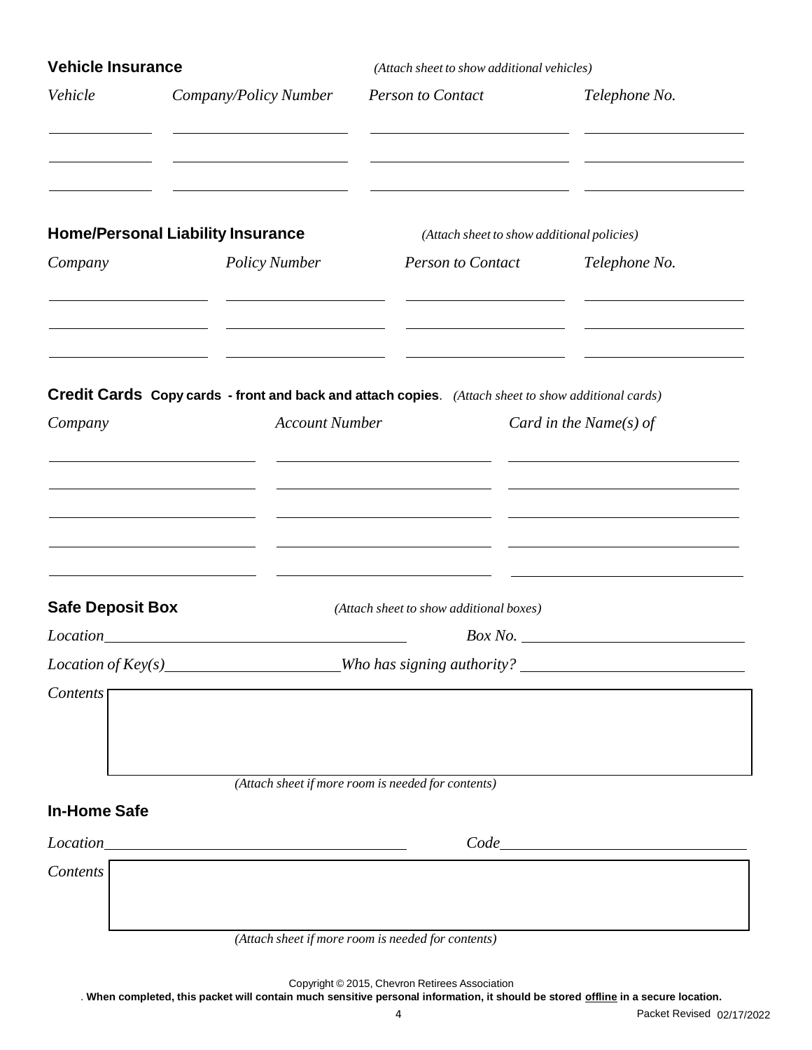## Vehicle Insurance

*(Attach sheet to show additional vehicles)*

| *Vehicle* | *Company/Policy Number* | *Person to Contact* | *Telephone No.* |
|---|---|---|---|
| | | | |
| | | | |
| | | | |

## Home/Personal Liability Insurance

*(Attach sheet to show additional policies)*

| *Company* | *Policy Number* | *Person to Contact* | *Telephone No.* |
|---|---|---|---|
| | | | |
| | | | |
| | | | |

## Credit Cards

**Copy cards - front and back and attach copies**. *(Attach sheet to show additional cards)*

| *Company* | *Account Number* | *Card in the Name(s) of* |
|---|---|---|
| | | |
| | | |
| | | |
| | | |
| | | |

## Safe Deposit Box

*(Attach sheet to show additional boxes)*

*Location* ____________________ *Box No.* ____________________

*Location of Key(s)* ____________________ *Who has signing authority?* ____________________

*Contents*

*(Attach sheet if more room is needed for contents)*

## In-Home Safe

*Location* ____________________ *Code* ____________________

*Contents*

*(Attach sheet if more room is needed for contents)*

Copyright © 2015, Chevron Retirees Association

. **When completed, this packet will contain much sensitive personal information, it should be stored <u>offline</u> in a secure location.**

Packet Revised 02/17/2022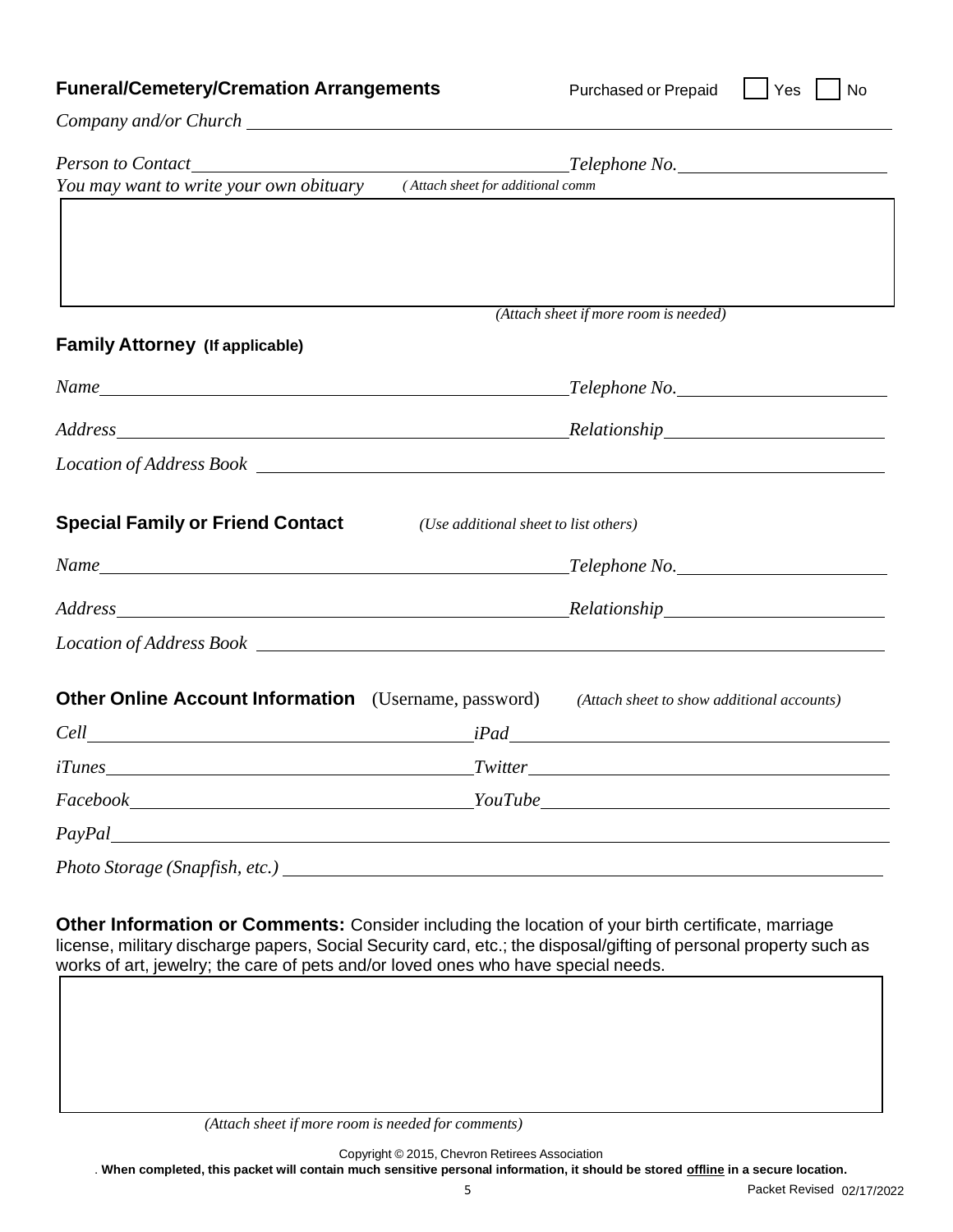## Funeral/Cemetery/Cremation Arrangements

Purchased or Prepaid ☐ Yes ☐ No

*Company and/or Church* ______________________________

*Person to Contact* ______________________________ *Telephone No.* ______________________________

*You may want to write your own obituary* *( Attach sheet for additional comm*

| |
|---|
| |

*(Attach sheet if more room is needed)*

## Family Attorney (If applicable)

*Name* ______________________________ *Telephone No.* ______________________________

*Address* ______________________________ *Relationship* ______________________________

*Location of Address Book* ______________________________

## Special Family or Friend Contact

*(Use additional sheet to list others)*

*Name* ______________________________ *Telephone No.* ______________________________

*Address* ______________________________ *Relationship* ______________________________

*Location of Address Book* ______________________________

## Other Online Account Information (Username, password)

*(Attach sheet to show additional accounts)*

*Cell* ______________________________ *iPad* ______________________________

*iTunes* ______________________________ *Twitter* ______________________________

*Facebook* ______________________________ *YouTube* ______________________________

*PayPal* ______________________________

*Photo Storage (Snapfish, etc.)* ______________________________

**Other Information or Comments:** Consider including the location of your birth certificate, marriage license, military discharge papers, Social Security card, etc.; the disposal/gifting of personal property such as works of art, jewelry; the care of pets and/or loved ones who have special needs.

| |
|---|
| |

*(Attach sheet if more room is needed for comments)*

Copyright © 2015, Chevron Retirees Association

. **When completed, this packet will contain much sensitive personal information, it should be stored offline in a secure location.**

Packet Revised 02/17/2022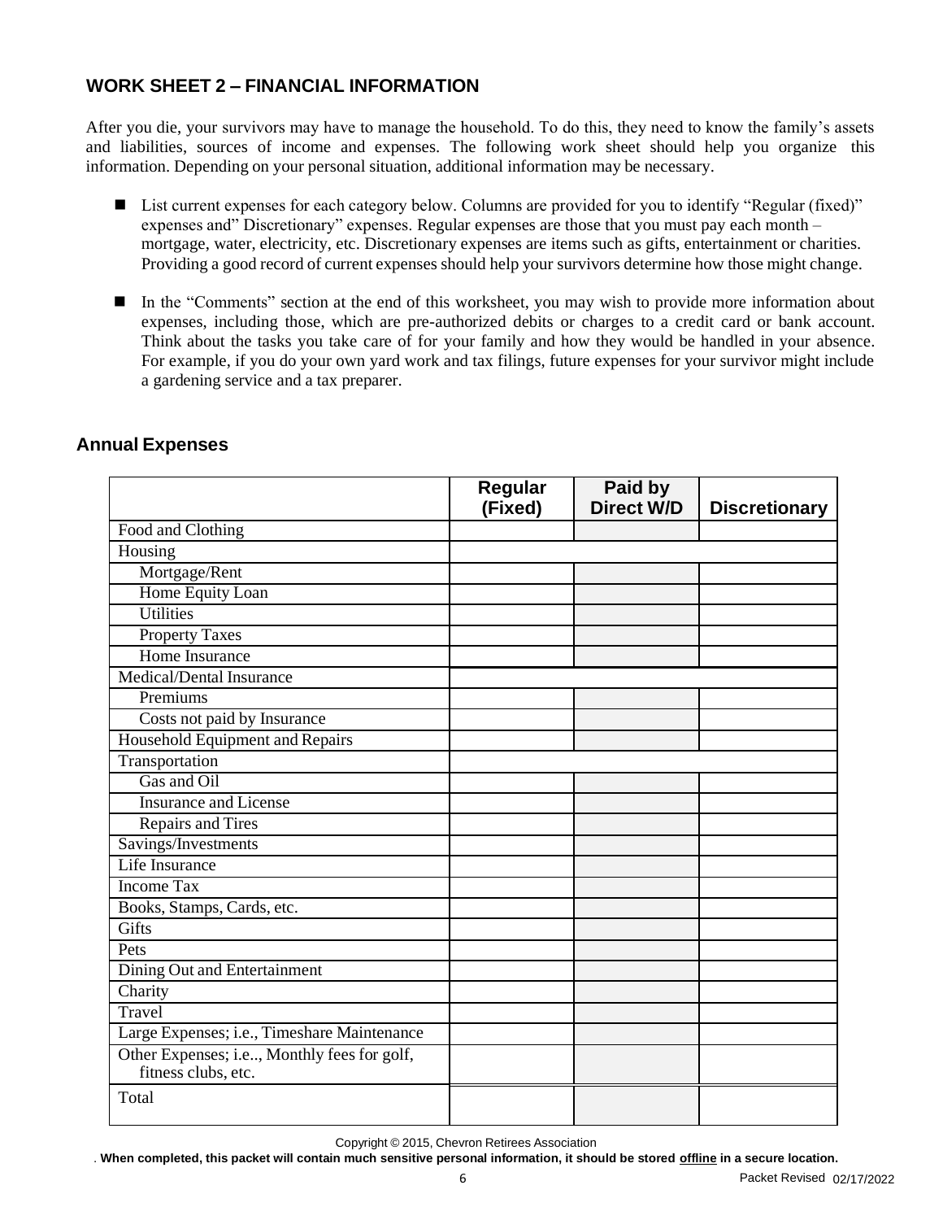## WORK SHEET 2 – FINANCIAL INFORMATION

After you die, your survivors may have to manage the household. To do this, they need to know the family's assets and liabilities, sources of income and expenses. The following work sheet should help you organize this information. Depending on your personal situation, additional information may be necessary.

- List current expenses for each category below. Columns are provided for you to identify "Regular (fixed)" expenses and" Discretionary" expenses. Regular expenses are those that you must pay each month – mortgage, water, electricity, etc. Discretionary expenses are items such as gifts, entertainment or charities. Providing a good record of current expenses should help your survivors determine how those might change.
- In the "Comments" section at the end of this worksheet, you may wish to provide more information about expenses, including those, which are pre-authorized debits or charges to a credit card or bank account. Think about the tasks you take care of for your family and how they would be handled in your absence. For example, if you do your own yard work and tax filings, future expenses for your survivor might include a gardening service and a tax preparer.

### Annual Expenses

| | Regular (Fixed) | Paid by Direct W/D | Discretionary |
|---|---|---|---|
| Food and Clothing | | | |
| Housing | | | |
| Mortgage/Rent | | | |
| Home Equity Loan | | | |
| Utilities | | | |
| Property Taxes | | | |
| Home Insurance | | | |
| Medical/Dental Insurance | | | |
| Premiums | | | |
| Costs not paid by Insurance | | | |
| Household Equipment and Repairs | | | |
| Transportation | | | |
| Gas and Oil | | | |
| Insurance and License | | | |
| Repairs and Tires | | | |
| Savings/Investments | | | |
| Life Insurance | | | |
| Income Tax | | | |
| Books, Stamps, Cards, etc. | | | |
| Gifts | | | |
| Pets | | | |
| Dining Out and Entertainment | | | |
| Charity | | | |
| Travel | | | |
| Large Expenses; i.e., Timeshare Maintenance | | | |
| Other Expenses; i.e.., Monthly fees for golf, fitness clubs, etc. | | | |
| Total | | | |

Copyright © 2015, Chevron Retirees Association

. **When completed, this packet will contain much sensitive personal information, it should be stored offline in a secure location.**

Packet Revised 02/17/2022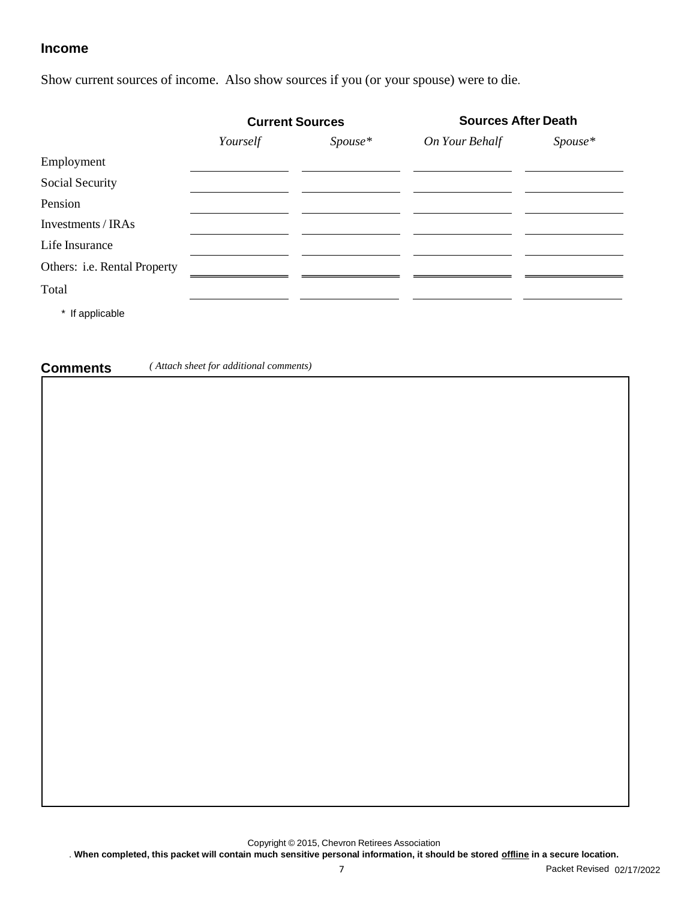## Income

Show current sources of income. Also show sources if you (or your spouse) were to die.

| | Current Sources | | Sources After Death | |
|---|---|---|---|---|
| | *Yourself* | *Spouse** | *On Your Behalf* | *Spouse** |
| Employment | | | | |
| Social Security | | | | |
| Pension | | | | |
| Investments / IRAs | | | | |
| Life Insurance | | | | |
| Others: i.e. Rental Property | | | | |
| Total | | | | |

\* If applicable

## Comments

*( Attach sheet for additional comments)*

Copyright © 2015, Chevron Retirees Association

. **When completed, this packet will contain much sensitive personal information, it should be stored <u>offline</u> in a secure location.**

Packet Revised 02/17/2022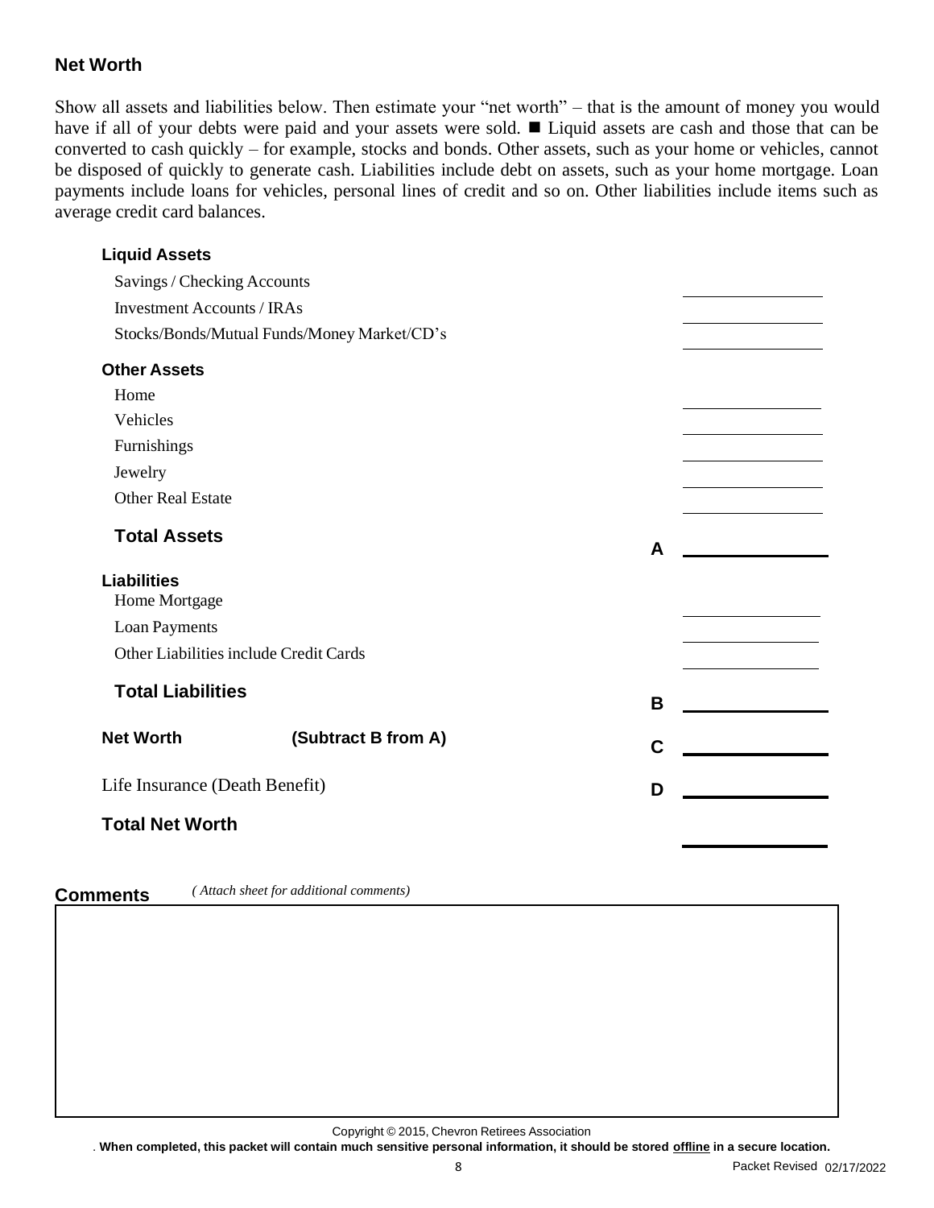## Net Worth

Show all assets and liabilities below. Then estimate your "net worth" – that is the amount of money you would have if all of your debts were paid and your assets were sold. ■ Liquid assets are cash and those that can be converted to cash quickly – for example, stocks and bonds. Other assets, such as your home or vehicles, cannot be disposed of quickly to generate cash. Liabilities include debt on assets, such as your home mortgage. Loan payments include loans for vehicles, personal lines of credit and so on. Other liabilities include items such as average credit card balances.

| | | |
|---|---|---|
| **Liquid Assets** | | |
| Savings / Checking Accounts | | ______________ |
| Investment Accounts / IRAs | | ______________ |
| Stocks/Bonds/Mutual Funds/Money Market/CD's | | ______________ |
| **Other Assets** | | |
| Home | | ______________ |
| Vehicles | | ______________ |
| Furnishings | | ______________ |
| Jewelry | | ______________ |
| Other Real Estate | | ______________ |
| **Total Assets** | **A** | ______________ |
| **Liabilities** | | |
| Home Mortgage | | ______________ |
| Loan Payments | | ______________ |
| Other Liabilities include Credit Cards | | ______________ |
| **Total Liabilities** | **B** | ______________ |
| **Net Worth** **(Subtract B from A)** | **C** | ______________ |
| Life Insurance (Death Benefit) | **D** | ______________ |
| **Total Net Worth** | | ______________ |

**Comments** *( Attach sheet for additional comments)*

| |
|---|
| |

Copyright © 2015, Chevron Retirees Association

. **When completed, this packet will contain much sensitive personal information, it should be stored offline in a secure location.**

Packet Revised 02/17/2022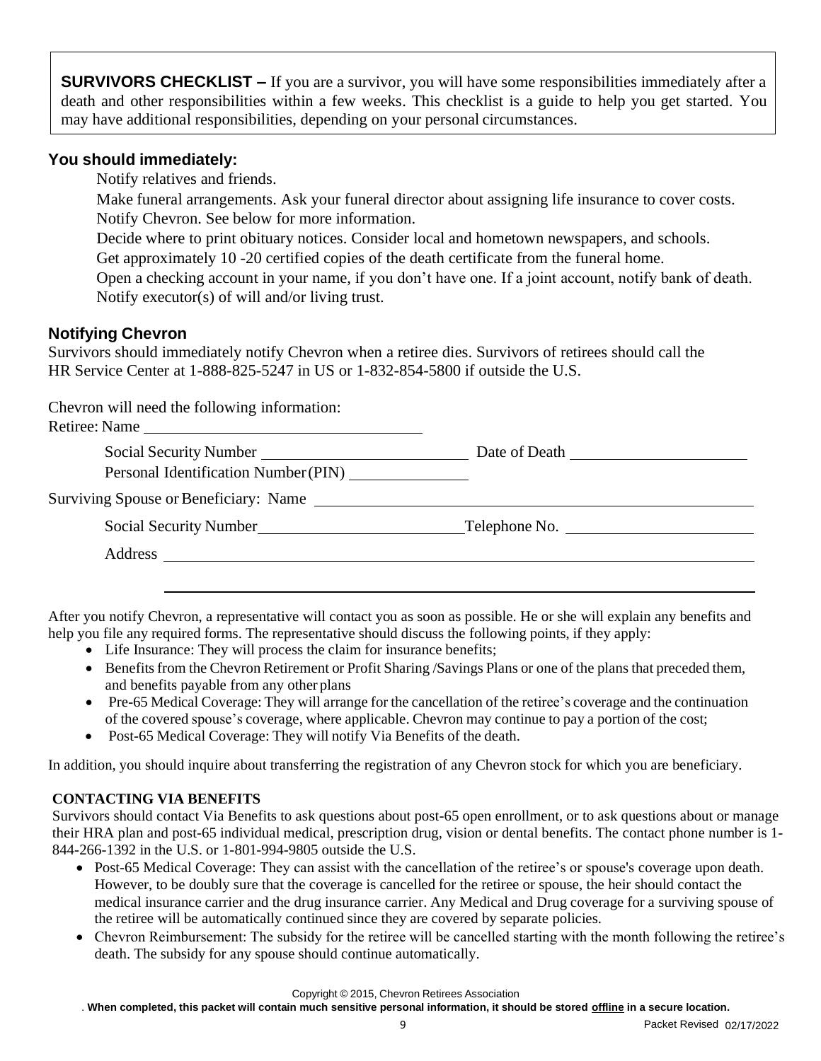**SURVIVORS CHECKLIST –** If you are a survivor, you will have some responsibilities immediately after a death and other responsibilities within a few weeks. This checklist is a guide to help you get started. You may have additional responsibilities, depending on your personal circumstances.

### You should immediately:

Notify relatives and friends.

Make funeral arrangements. Ask your funeral director about assigning life insurance to cover costs.

Notify Chevron. See below for more information.

Decide where to print obituary notices. Consider local and hometown newspapers, and schools.

Get approximately 10 -20 certified copies of the death certificate from the funeral home.

Open a checking account in your name, if you don't have one. If a joint account, notify bank of death.

Notify executor(s) of will and/or living trust.

### Notifying Chevron

Survivors should immediately notify Chevron when a retiree dies. Survivors of retirees should call the HR Service Center at 1-888-825-5247 in US or 1-832-854-5800 if outside the U.S.

Chevron will need the following information:

Retiree: Name ________________________________

Social Security Number ________________________ Date of Death ____________________

Personal Identification Number (PIN) ______________

Surviving Spouse or Beneficiary: Name ____________________________________________

Social Security Number ________________________ Telephone No. ____________________

Address ________________________________________________________________

________________________________________________________________

After you notify Chevron, a representative will contact you as soon as possible. He or she will explain any benefits and help you file any required forms. The representative should discuss the following points, if they apply:

- Life Insurance: They will process the claim for insurance benefits;
- Benefits from the Chevron Retirement or Profit Sharing /Savings Plans or one of the plans that preceded them, and benefits payable from any other plans
- Pre-65 Medical Coverage: They will arrange for the cancellation of the retiree's coverage and the continuation of the covered spouse's coverage, where applicable. Chevron may continue to pay a portion of the cost;
- Post-65 Medical Coverage: They will notify Via Benefits of the death.

In addition, you should inquire about transferring the registration of any Chevron stock for which you are beneficiary.

**CONTACTING VIA BENEFITS**

Survivors should contact Via Benefits to ask questions about post-65 open enrollment, or to ask questions about or manage their HRA plan and post-65 individual medical, prescription drug, vision or dental benefits. The contact phone number is 1-844-266-1392 in the U.S. or 1-801-994-9805 outside the U.S.

- Post-65 Medical Coverage: They can assist with the cancellation of the retiree's or spouse's coverage upon death. However, to be doubly sure that the coverage is cancelled for the retiree or spouse, the heir should contact the medical insurance carrier and the drug insurance carrier. Any Medical and Drug coverage for a surviving spouse of the retiree will be automatically continued since they are covered by separate policies.
- Chevron Reimbursement: The subsidy for the retiree will be cancelled starting with the month following the retiree's death. The subsidy for any spouse should continue automatically.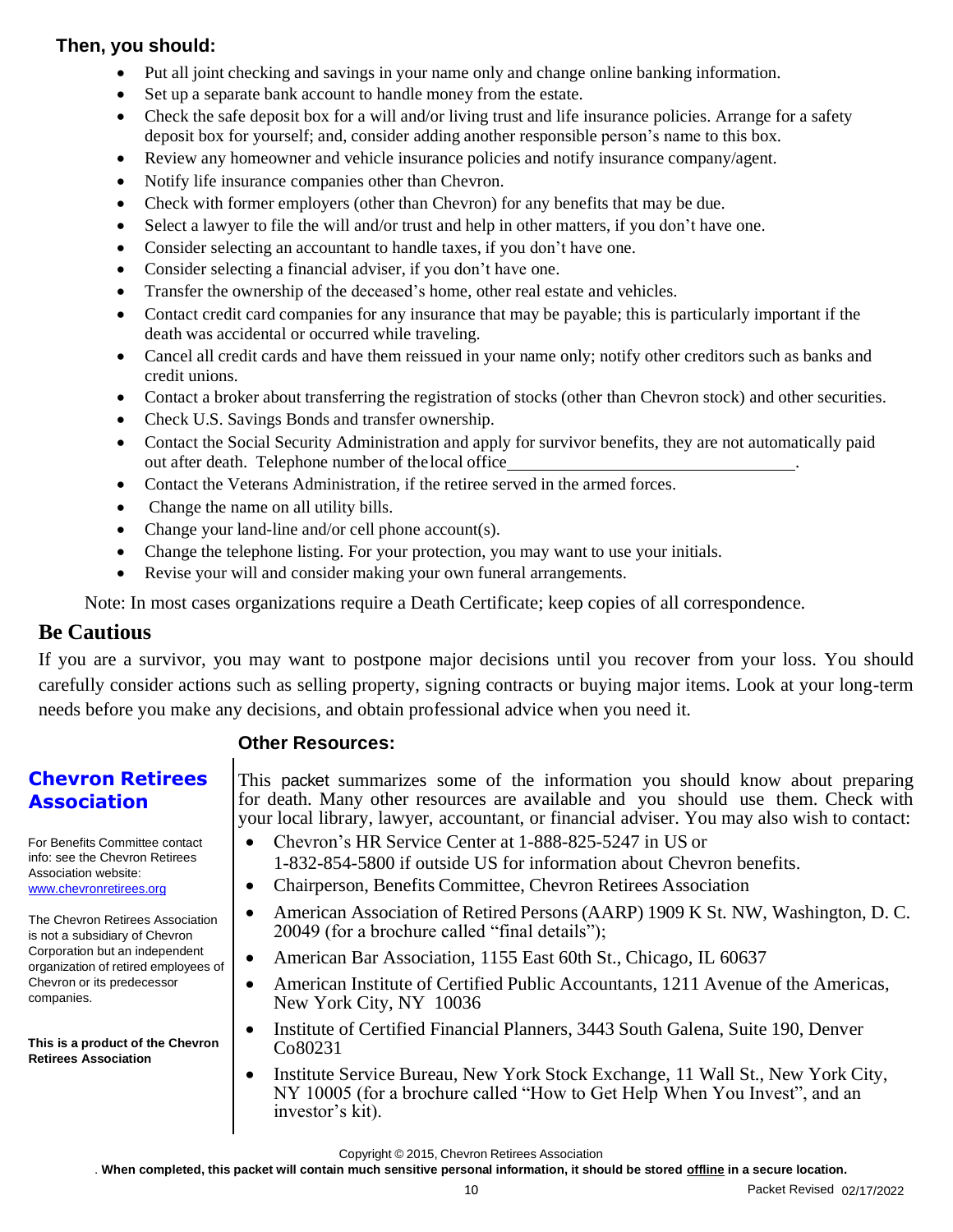### Then, you should:

- Put all joint checking and savings in your name only and change online banking information.
- Set up a separate bank account to handle money from the estate.
- Check the safe deposit box for a will and/or living trust and life insurance policies. Arrange for a safety deposit box for yourself; and, consider adding another responsible person's name to this box.
- Review any homeowner and vehicle insurance policies and notify insurance company/agent.
- Notify life insurance companies other than Chevron.
- Check with former employers (other than Chevron) for any benefits that may be due.
- Select a lawyer to file the will and/or trust and help in other matters, if you don't have one.
- Consider selecting an accountant to handle taxes, if you don't have one.
- Consider selecting a financial adviser, if you don't have one.
- Transfer the ownership of the deceased's home, other real estate and vehicles.
- Contact credit card companies for any insurance that may be payable; this is particularly important if the death was accidental or occurred while traveling.
- Cancel all credit cards and have them reissued in your name only; notify other creditors such as banks and credit unions.
- Contact a broker about transferring the registration of stocks (other than Chevron stock) and other securities.
- Check U.S. Savings Bonds and transfer ownership.
- Contact the Social Security Administration and apply for survivor benefits, they are not automatically paid out after death. Telephone number of the local office________________________________.
- Contact the Veterans Administration, if the retiree served in the armed forces.
- Change the name on all utility bills.
- Change your land-line and/or cell phone account(s).
- Change the telephone listing. For your protection, you may want to use your initials.
- Revise your will and consider making your own funeral arrangements.

Note: In most cases organizations require a Death Certificate; keep copies of all correspondence.

## Be Cautious

If you are a survivor, you may want to postpone major decisions until you recover from your loss. You should carefully consider actions such as selling property, signing contracts or buying major items. Look at your long-term needs before you make any decisions, and obtain professional advice when you need it.

### Other Resources:

This packet summarizes some of the information you should know about preparing for death. Many other resources are available and you should use them. Check with your local library, lawyer, accountant, or financial adviser. You may also wish to contact:

- Chevron's HR Service Center at 1-888-825-5247 in US or 1-832-854-5800 if outside US for information about Chevron benefits.
- Chairperson, Benefits Committee, Chevron Retirees Association
- American Association of Retired Persons (AARP) 1909 K St. NW, Washington, D. C. 20049 (for a brochure called "final details");
- American Bar Association, 1155 East 60th St., Chicago, IL 60637
- American Institute of Certified Public Accountants, 1211 Avenue of the Americas, New York City, NY 10036
- Institute of Certified Financial Planners, 3443 South Galena, Suite 190, Denver Co80231
- Institute Service Bureau, New York Stock Exchange, 11 Wall St., New York City, NY 10005 (for a brochure called "How to Get Help When You Invest", and an investor's kit).

## Chevron Retirees Association

For Benefits Committee contact info: see the Chevron Retirees Association website: www.chevronretirees.org

The Chevron Retirees Association is not a subsidiary of Chevron Corporation but an independent organization of retired employees of Chevron or its predecessor companies.

**This is a product of the Chevron Retirees Association**

Copyright © 2015, Chevron Retirees Association

**When completed, this packet will contain much sensitive personal information, it should be stored offline in a secure location.**

Packet Revised 02/17/2022